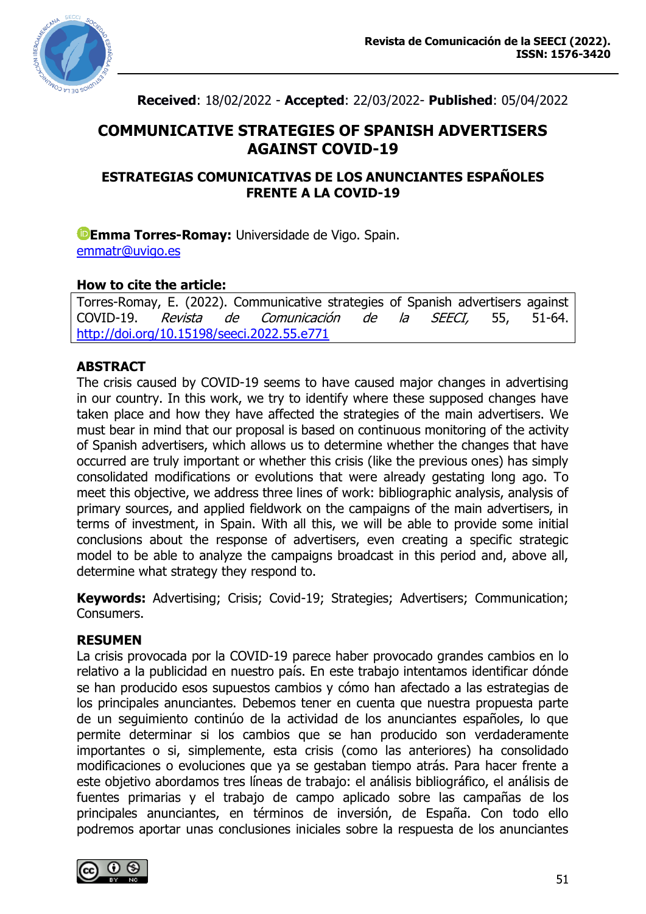**Received**: 18/02/2022 - **Accepted**: 22/03/2022- **Published**: 05/04/2022

# COMMUNICATIVE STRATEGIES OF SPANISH ADVERTISERS AGAINST COVID-19

## ESTRATEGIAS COMUNICATIVAS DE LOS ANUNCIANTES ESPAÑOLES FRENTE A LA COVID-19

**Emma Torres-Romay:** Universidade de Vigo. Spain.
emmatr@uvigo.es

**How to cite the article:**

Torres-Romay, E. (2022). Communicative strategies of Spanish advertisers against COVID-19. *Revista de Comunicación de la SEECI,* 55, 51-64. http://doi.org/10.15198/seeci.2022.55.e771

### ABSTRACT

The crisis caused by COVID-19 seems to have caused major changes in advertising in our country. In this work, we try to identify where these supposed changes have taken place and how they have affected the strategies of the main advertisers. We must bear in mind that our proposal is based on continuous monitoring of the activity of Spanish advertisers, which allows us to determine whether the changes that have occurred are truly important or whether this crisis (like the previous ones) has simply consolidated modifications or evolutions that were already gestating long ago. To meet this objective, we address three lines of work: bibliographic analysis, analysis of primary sources, and applied fieldwork on the campaigns of the main advertisers, in terms of investment, in Spain. With all this, we will be able to provide some initial conclusions about the response of advertisers, even creating a specific strategic model to be able to analyze the campaigns broadcast in this period and, above all, determine what strategy they respond to.

**Keywords:** Advertising; Crisis; Covid-19; Strategies; Advertisers; Communication; Consumers.

### RESUMEN

La crisis provocada por la COVID-19 parece haber provocado grandes cambios en lo relativo a la publicidad en nuestro país. En este trabajo intentamos identificar dónde se han producido esos supuestos cambios y cómo han afectado a las estrategias de los principales anunciantes. Debemos tener en cuenta que nuestra propuesta parte de un seguimiento continúo de la actividad de los anunciantes españoles, lo que permite determinar si los cambios que se han producido son verdaderamente importantes o si, simplemente, esta crisis (como las anteriores) ha consolidado modificaciones o evoluciones que ya se gestaban tiempo atrás. Para hacer frente a este objetivo abordamos tres líneas de trabajo: el análisis bibliográfico, el análisis de fuentes primarias y el trabajo de campo aplicado sobre las campañas de los principales anunciantes, en términos de inversión, de España. Con todo ello podremos aportar unas conclusiones iniciales sobre la respuesta de los anunciantes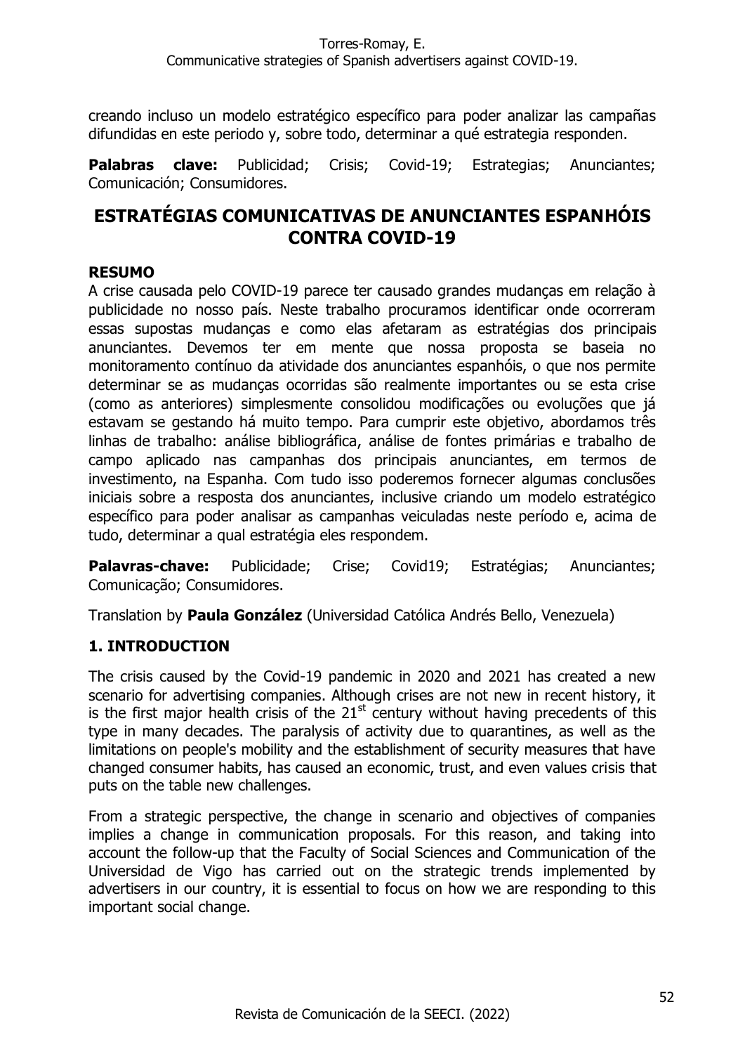creando incluso un modelo estratégico específico para poder analizar las campañas difundidas en este periodo y, sobre todo, determinar a qué estrategia responden.

**Palabras clave:** Publicidad; Crisis; Covid-19; Estrategias; Anunciantes; Comunicación; Consumidores.

# ESTRATÉGIAS COMUNICATIVAS DE ANUNCIANTES ESPANHÓIS CONTRA COVID-19

**RESUMO**

A crise causada pelo COVID-19 parece ter causado grandes mudanças em relação à publicidade no nosso país. Neste trabalho procuramos identificar onde ocorreram essas supostas mudanças e como elas afetaram as estratégias dos principais anunciantes. Devemos ter em mente que nossa proposta se baseia no monitoramento contínuo da atividade dos anunciantes espanhóis, o que nos permite determinar se as mudanças ocorridas são realmente importantes ou se esta crise (como as anteriores) simplesmente consolidou modificações ou evoluções que já estavam se gestando há muito tempo. Para cumprir este objetivo, abordamos três linhas de trabalho: análise bibliográfica, análise de fontes primárias e trabalho de campo aplicado nas campanhas dos principais anunciantes, em termos de investimento, na Espanha. Com tudo isso poderemos fornecer algumas conclusões iniciais sobre a resposta dos anunciantes, inclusive criando um modelo estratégico específico para poder analisar as campanhas veiculadas neste período e, acima de tudo, determinar a qual estratégia eles respondem.

**Palavras-chave:** Publicidade; Crise; Covid19; Estratégias; Anunciantes; Comunicação; Consumidores.

Translation by **Paula González** (Universidad Católica Andrés Bello, Venezuela)

## 1. INTRODUCTION

The crisis caused by the Covid-19 pandemic in 2020 and 2021 has created a new scenario for advertising companies. Although crises are not new in recent history, it is the first major health crisis of the 21st century without having precedents of this type in many decades. The paralysis of activity due to quarantines, as well as the limitations on people's mobility and the establishment of security measures that have changed consumer habits, has caused an economic, trust, and even values crisis that puts on the table new challenges.

From a strategic perspective, the change in scenario and objectives of companies implies a change in communication proposals. For this reason, and taking into account the follow-up that the Faculty of Social Sciences and Communication of the Universidad de Vigo has carried out on the strategic trends implemented by advertisers in our country, it is essential to focus on how we are responding to this important social change.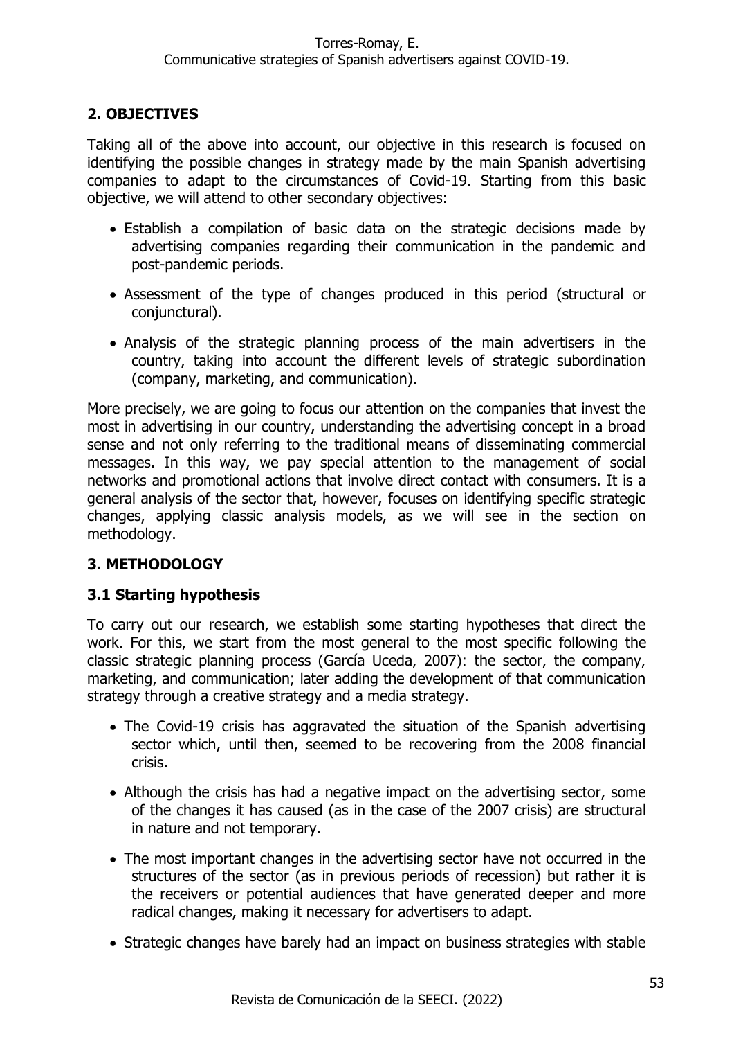## 2. OBJECTIVES

Taking all of the above into account, our objective in this research is focused on identifying the possible changes in strategy made by the main Spanish advertising companies to adapt to the circumstances of Covid-19. Starting from this basic objective, we will attend to other secondary objectives:

- Establish a compilation of basic data on the strategic decisions made by advertising companies regarding their communication in the pandemic and post-pandemic periods.
- Assessment of the type of changes produced in this period (structural or conjunctural).
- Analysis of the strategic planning process of the main advertisers in the country, taking into account the different levels of strategic subordination (company, marketing, and communication).

More precisely, we are going to focus our attention on the companies that invest the most in advertising in our country, understanding the advertising concept in a broad sense and not only referring to the traditional means of disseminating commercial messages. In this way, we pay special attention to the management of social networks and promotional actions that involve direct contact with consumers. It is a general analysis of the sector that, however, focuses on identifying specific strategic changes, applying classic analysis models, as we will see in the section on methodology.

## 3. METHODOLOGY

### 3.1 Starting hypothesis

To carry out our research, we establish some starting hypotheses that direct the work. For this, we start from the most general to the most specific following the classic strategic planning process (García Uceda, 2007): the sector, the company, marketing, and communication; later adding the development of that communication strategy through a creative strategy and a media strategy.

- The Covid-19 crisis has aggravated the situation of the Spanish advertising sector which, until then, seemed to be recovering from the 2008 financial crisis.
- Although the crisis has had a negative impact on the advertising sector, some of the changes it has caused (as in the case of the 2007 crisis) are structural in nature and not temporary.
- The most important changes in the advertising sector have not occurred in the structures of the sector (as in previous periods of recession) but rather it is the receivers or potential audiences that have generated deeper and more radical changes, making it necessary for advertisers to adapt.
- Strategic changes have barely had an impact on business strategies with stable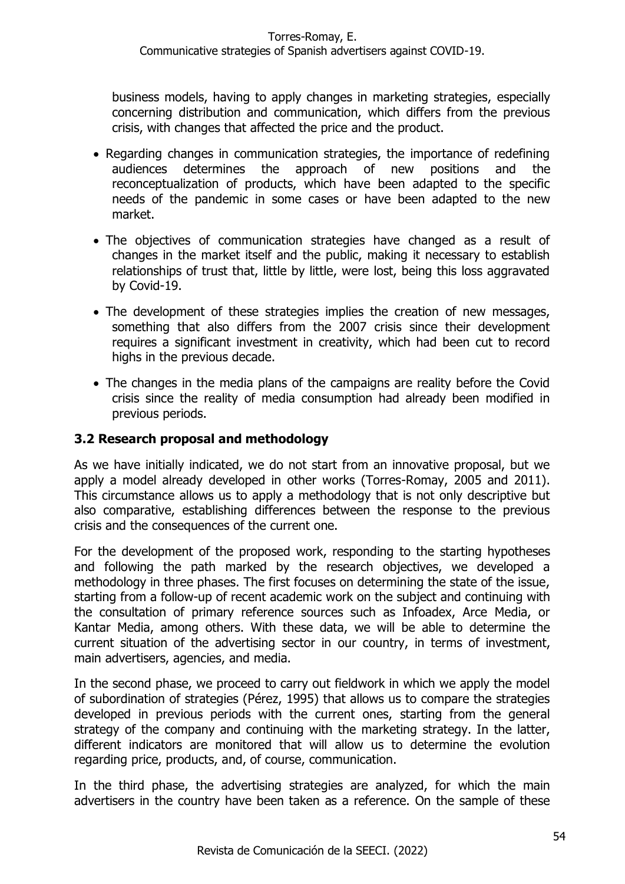business models, having to apply changes in marketing strategies, especially concerning distribution and communication, which differs from the previous crisis, with changes that affected the price and the product.

- Regarding changes in communication strategies, the importance of redefining audiences determines the approach of new positions and the reconceptualization of products, which have been adapted to the specific needs of the pandemic in some cases or have been adapted to the new market.
- The objectives of communication strategies have changed as a result of changes in the market itself and the public, making it necessary to establish relationships of trust that, little by little, were lost, being this loss aggravated by Covid-19.
- The development of these strategies implies the creation of new messages, something that also differs from the 2007 crisis since their development requires a significant investment in creativity, which had been cut to record highs in the previous decade.
- The changes in the media plans of the campaigns are reality before the Covid crisis since the reality of media consumption had already been modified in previous periods.

### 3.2 Research proposal and methodology

As we have initially indicated, we do not start from an innovative proposal, but we apply a model already developed in other works (Torres-Romay, 2005 and 2011). This circumstance allows us to apply a methodology that is not only descriptive but also comparative, establishing differences between the response to the previous crisis and the consequences of the current one.

For the development of the proposed work, responding to the starting hypotheses and following the path marked by the research objectives, we developed a methodology in three phases. The first focuses on determining the state of the issue, starting from a follow-up of recent academic work on the subject and continuing with the consultation of primary reference sources such as Infoadex, Arce Media, or Kantar Media, among others. With these data, we will be able to determine the current situation of the advertising sector in our country, in terms of investment, main advertisers, agencies, and media.

In the second phase, we proceed to carry out fieldwork in which we apply the model of subordination of strategies (Pérez, 1995) that allows us to compare the strategies developed in previous periods with the current ones, starting from the general strategy of the company and continuing with the marketing strategy. In the latter, different indicators are monitored that will allow us to determine the evolution regarding price, products, and, of course, communication.

In the third phase, the advertising strategies are analyzed, for which the main advertisers in the country have been taken as a reference. On the sample of these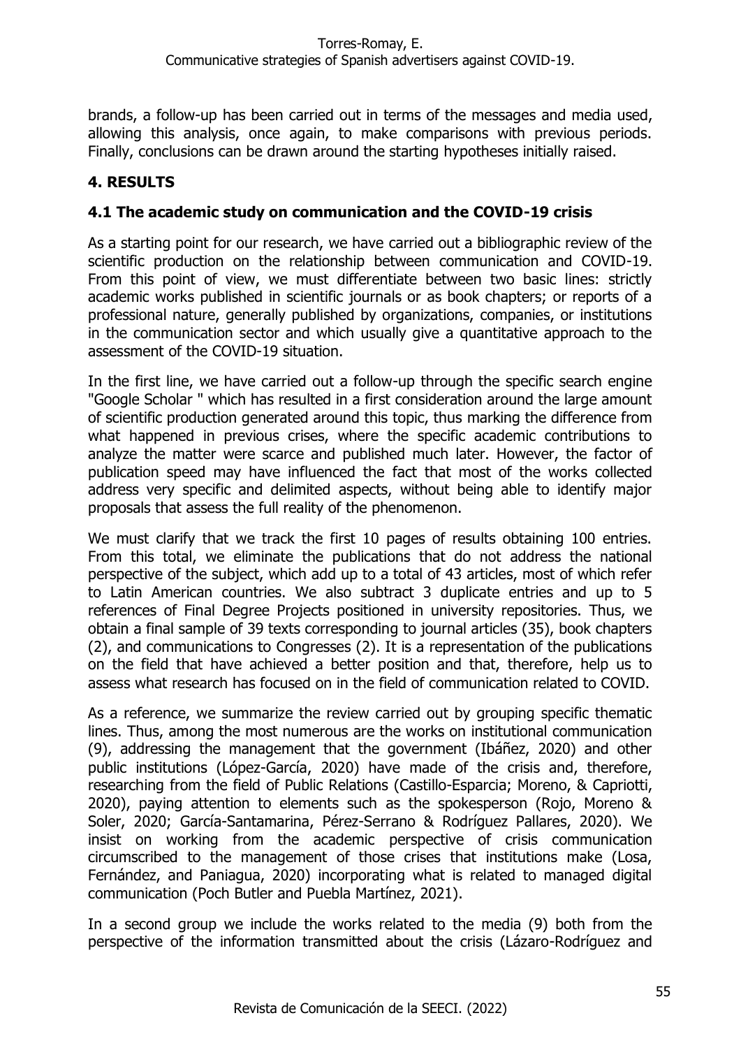brands, a follow-up has been carried out in terms of the messages and media used, allowing this analysis, once again, to make comparisons with previous periods. Finally, conclusions can be drawn around the starting hypotheses initially raised.

## 4. RESULTS

### 4.1 The academic study on communication and the COVID-19 crisis

As a starting point for our research, we have carried out a bibliographic review of the scientific production on the relationship between communication and COVID-19. From this point of view, we must differentiate between two basic lines: strictly academic works published in scientific journals or as book chapters; or reports of a professional nature, generally published by organizations, companies, or institutions in the communication sector and which usually give a quantitative approach to the assessment of the COVID-19 situation.

In the first line, we have carried out a follow-up through the specific search engine "Google Scholar " which has resulted in a first consideration around the large amount of scientific production generated around this topic, thus marking the difference from what happened in previous crises, where the specific academic contributions to analyze the matter were scarce and published much later. However, the factor of publication speed may have influenced the fact that most of the works collected address very specific and delimited aspects, without being able to identify major proposals that assess the full reality of the phenomenon.

We must clarify that we track the first 10 pages of results obtaining 100 entries. From this total, we eliminate the publications that do not address the national perspective of the subject, which add up to a total of 43 articles, most of which refer to Latin American countries. We also subtract 3 duplicate entries and up to 5 references of Final Degree Projects positioned in university repositories. Thus, we obtain a final sample of 39 texts corresponding to journal articles (35), book chapters (2), and communications to Congresses (2). It is a representation of the publications on the field that have achieved a better position and that, therefore, help us to assess what research has focused on in the field of communication related to COVID.

As a reference, we summarize the review carried out by grouping specific thematic lines. Thus, among the most numerous are the works on institutional communication (9), addressing the management that the government (Ibáñez, 2020) and other public institutions (López-García, 2020) have made of the crisis and, therefore, researching from the field of Public Relations (Castillo-Esparcia; Moreno, & Capriotti, 2020), paying attention to elements such as the spokesperson (Rojo, Moreno & Soler, 2020; García-Santamarina, Pérez-Serrano & Rodríguez Pallares, 2020). We insist on working from the academic perspective of crisis communication circumscribed to the management of those crises that institutions make (Losa, Fernández, and Paniagua, 2020) incorporating what is related to managed digital communication (Poch Butler and Puebla Martínez, 2021).

In a second group we include the works related to the media (9) both from the perspective of the information transmitted about the crisis (Lázaro-Rodríguez and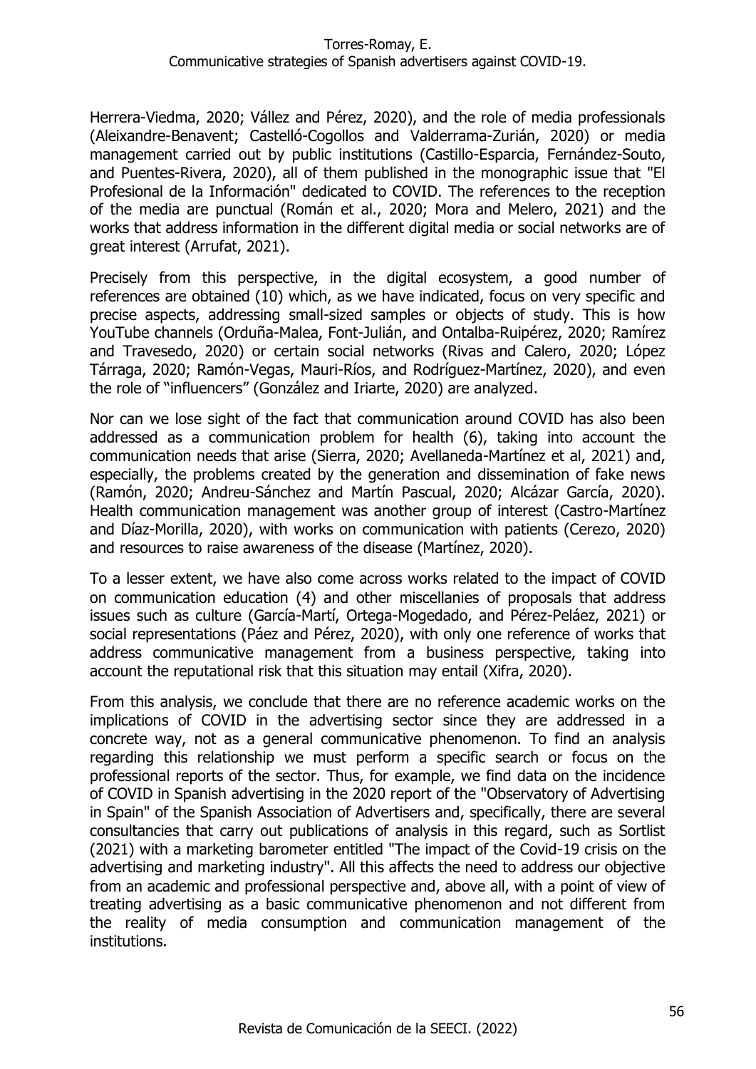Herrera-Viedma, 2020; Vállez and Pérez, 2020), and the role of media professionals (Aleixandre-Benavent; Castelló-Cogollos and Valderrama-Zurián, 2020) or media management carried out by public institutions (Castillo-Esparcia, Fernández-Souto, and Puentes-Rivera, 2020), all of them published in the monographic issue that "El Profesional de la Información" dedicated to COVID. The references to the reception of the media are punctual (Román et al., 2020; Mora and Melero, 2021) and the works that address information in the different digital media or social networks are of great interest (Arrufat, 2021).

Precisely from this perspective, in the digital ecosystem, a good number of references are obtained (10) which, as we have indicated, focus on very specific and precise aspects, addressing small-sized samples or objects of study. This is how YouTube channels (Orduña-Malea, Font-Julián, and Ontalba-Ruipérez, 2020; Ramírez and Travesedo, 2020) or certain social networks (Rivas and Calero, 2020; López Tárraga, 2020; Ramón-Vegas, Mauri-Ríos, and Rodríguez-Martínez, 2020), and even the role of "influencers" (González and Iriarte, 2020) are analyzed.

Nor can we lose sight of the fact that communication around COVID has also been addressed as a communication problem for health (6), taking into account the communication needs that arise (Sierra, 2020; Avellaneda-Martínez et al, 2021) and, especially, the problems created by the generation and dissemination of fake news (Ramón, 2020; Andreu-Sánchez and Martín Pascual, 2020; Alcázar García, 2020). Health communication management was another group of interest (Castro-Martínez and Díaz-Morilla, 2020), with works on communication with patients (Cerezo, 2020) and resources to raise awareness of the disease (Martínez, 2020).

To a lesser extent, we have also come across works related to the impact of COVID on communication education (4) and other miscellanies of proposals that address issues such as culture (García-Martí, Ortega-Mogedado, and Pérez-Peláez, 2021) or social representations (Páez and Pérez, 2020), with only one reference of works that address communicative management from a business perspective, taking into account the reputational risk that this situation may entail (Xifra, 2020).

From this analysis, we conclude that there are no reference academic works on the implications of COVID in the advertising sector since they are addressed in a concrete way, not as a general communicative phenomenon. To find an analysis regarding this relationship we must perform a specific search or focus on the professional reports of the sector. Thus, for example, we find data on the incidence of COVID in Spanish advertising in the 2020 report of the "Observatory of Advertising in Spain" of the Spanish Association of Advertisers and, specifically, there are several consultancies that carry out publications of analysis in this regard, such as Sortlist (2021) with a marketing barometer entitled "The impact of the Covid-19 crisis on the advertising and marketing industry". All this affects the need to address our objective from an academic and professional perspective and, above all, with a point of view of treating advertising as a basic communicative phenomenon and not different from the reality of media consumption and communication management of the institutions.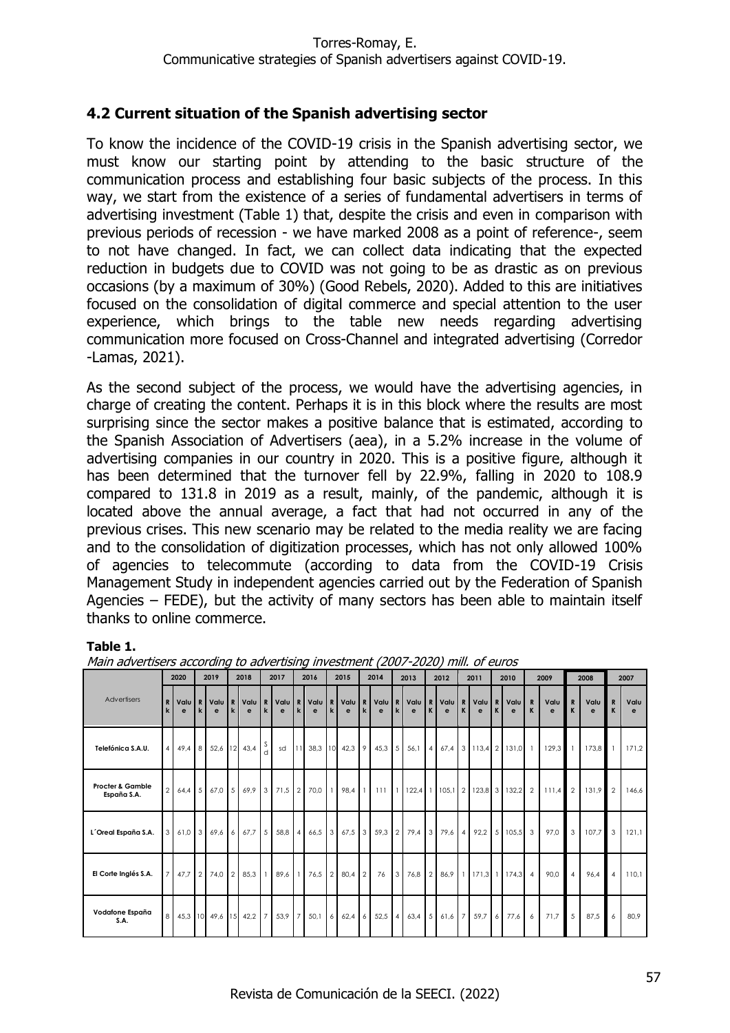## 4.2 Current situation of the Spanish advertising sector

To know the incidence of the COVID-19 crisis in the Spanish advertising sector, we must know our starting point by attending to the basic structure of the communication process and establishing four basic subjects of the process. In this way, we start from the existence of a series of fundamental advertisers in terms of advertising investment (Table 1) that, despite the crisis and even in comparison with previous periods of recession - we have marked 2008 as a point of reference-, seem to not have changed. In fact, we can collect data indicating that the expected reduction in budgets due to COVID was not going to be as drastic as on previous occasions (by a maximum of 30%) (Good Rebels, 2020). Added to this are initiatives focused on the consolidation of digital commerce and special attention to the user experience, which brings to the table new needs regarding advertising communication more focused on Cross-Channel and integrated advertising (Corredor -Lamas, 2021).

As the second subject of the process, we would have the advertising agencies, in charge of creating the content. Perhaps it is in this block where the results are most surprising since the sector makes a positive balance that is estimated, according to the Spanish Association of Advertisers (aea), in a 5.2% increase in the volume of advertising companies in our country in 2020. This is a positive figure, although it has been determined that the turnover fell by 22.9%, falling in 2020 to 108.9 compared to 131.8 in 2019 as a result, mainly, of the pandemic, although it is located above the annual average, a fact that had not occurred in any of the previous crises. This new scenario may be related to the media reality we are facing and to the consolidation of digitization processes, which has not only allowed 100% of agencies to telecommute (according to data from the COVID-19 Crisis Management Study in independent agencies carried out by the Federation of Spanish Agencies – FEDE), but the activity of many sectors has been able to maintain itself thanks to online commerce.

**Table 1.**

*Main advertisers according to advertising investment (2007-2020) mill. of euros*

| Advertisers | 2020 | | 2019 | | 2018 | | 2017 | | 2016 | | 2015 | | 2014 | | 2013 | | 2012 | | 2011 | | 2010 | | 2009 | | 2008 | | 2007 | |
|---|---|---|---|---|---|---|---|---|---|---|---|---|---|---|---|---|---|---|---|---|---|---|---|---|---|---|---|---|
| | Rk | Value | Rk | Value | Rk | Value | Rk | Value | Rk | Value | Rk | Value | Rk | Value | Rk | Value | RK | Value | RK | Value | RK | Value | RK | Value | RK | Value | RK | Value |
| **Telefónica S.A.U.** | 4 | 49,4 | 8 | 52,6 | 12 | 43,4 | Sd | sd | 11 | 38,3 | 10 | 42,3 | 9 | 45,3 | 5 | 56,1 | 4 | 67,4 | 3 | 113,4 | 2 | 131,0 | 1 | 129,3 | 1 | 173,8 | 1 | 171,2 |
| **Procter & Gamble España S.A.** | 2 | 64,4 | 5 | 67,0 | 5 | 69,9 | 3 | 71,5 | 2 | 70,0 | 1 | 98,4 | 1 | 111 | 1 | 122,4 | 1 | 105,1 | 2 | 123,8 | 3 | 132,2 | 2 | 111,4 | 2 | 131,9 | 2 | 146,6 |
| **L´Oreal España S.A.** | 3 | 61,0 | 3 | 69,6 | 6 | 67,7 | 5 | 58,8 | 4 | 66,5 | 3 | 67,5 | 3 | 59,3 | 2 | 79,4 | 3 | 79,6 | 4 | 92,2 | 5 | 105,5 | 3 | 97,0 | 3 | 107,7 | 3 | 121,1 |
| **El Corte Inglés S.A.** | 7 | 47,7 | 2 | 74,0 | 2 | 85,3 | 1 | 89,6 | 1 | 76,5 | 2 | 80,4 | 2 | 76 | 3 | 76,8 | 2 | 86,9 | 1 | 171,3 | 1 | 174,3 | 4 | 90,0 | 4 | 96,4 | 4 | 110,1 |
| **Vodafone España S.A.** | 8 | 45,3 | 10 | 49,6 | 15 | 42,2 | 7 | 53,9 | 7 | 50,1 | 6 | 62,4 | 6 | 52,5 | 4 | 63,4 | 5 | 61,6 | 7 | 59,7 | 6 | 77,6 | 6 | 71,7 | 5 | 87,5 | 6 | 80,9 |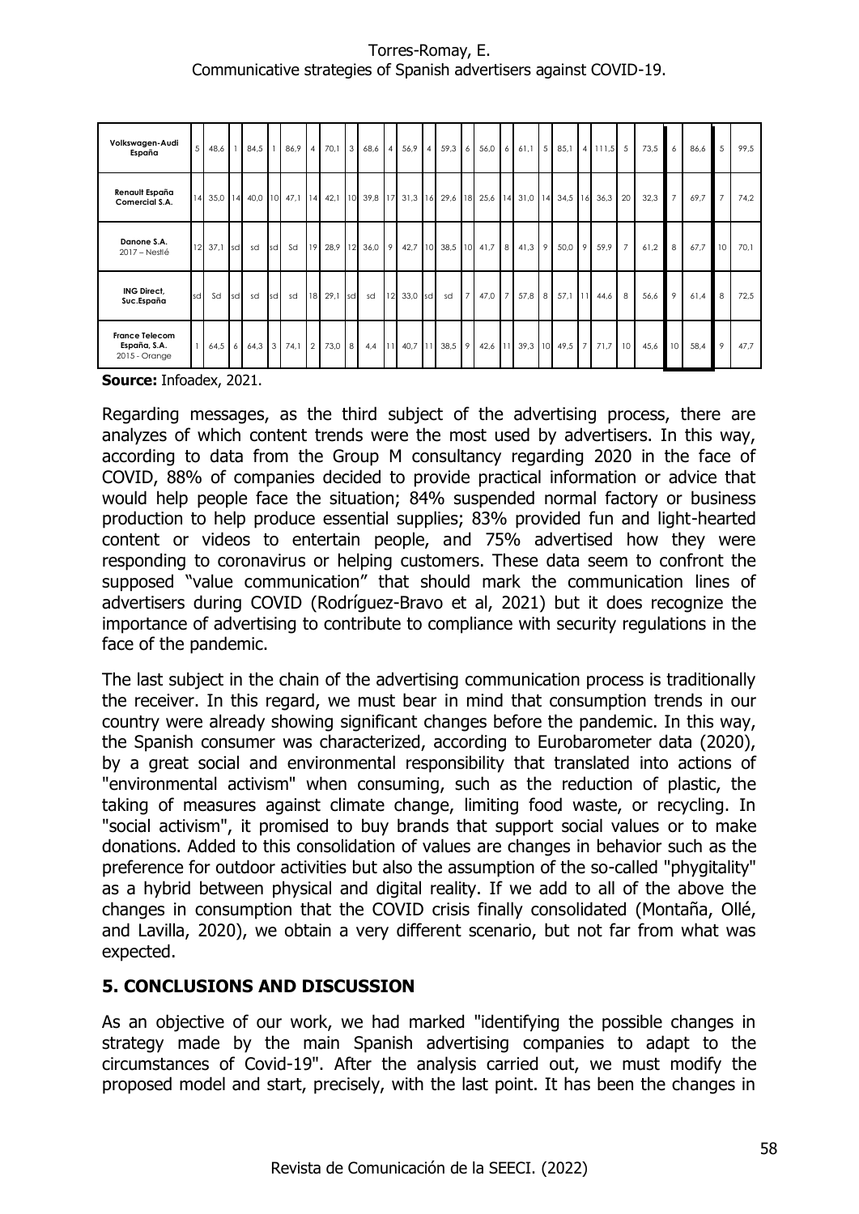| | | | | | | | | | | | | | | | | | | | | | | | | | | | | |
|---|---|---|---|---|---|---|---|---|---|---|---|---|---|---|---|---|---|---|---|---|---|---|---|---|---|---|---|---|
| **Volkswagen-Audi España** | 5 | 48,6 | 1 | 84,5 | 1 | 86,9 | 4 | 70,1 | 3 | 68,6 | 4 | 56,9 | 4 | 59,3 | 6 | 56,0 | 6 | 61,1 | 5 | 85,1 | 4 | 111,5 | 5 | 73,5 | 6 | 86,6 | 5 | 99,5 |
| **Renault España Comercial S.A.** | 14 | 35,0 | 14 | 40,0 | 10 | 47,1 | 14 | 42,1 | 10 | 39,8 | 17 | 31,3 | 16 | 29,6 | 18 | 25,6 | 14 | 31,0 | 14 | 34,5 | 16 | 36,3 | 20 | 32,3 | 7 | 69,7 | 7 | 74,2 |
| **Danone S.A.** 2017 – Nestlé | 12 | 37,1 | sd | sd | sd | Sd | 19 | 28,9 | 12 | 36,0 | 9 | 42,7 | 10 | 38,5 | 10 | 41,7 | 8 | 41,3 | 9 | 50,0 | 9 | 59,9 | 7 | 61,2 | 8 | 67,7 | 10 | 70,1 |
| **ING Direct, Suc.España** | sd | Sd | sd | sd | sd | sd | 18 | 29,1 | sd | sd | 12 | 33,0 | sd | sd | 7 | 47,0 | 7 | 57,8 | 8 | 57,1 | 11 | 44,6 | 8 | 56,6 | 9 | 61,4 | 8 | 72,5 |
| **France Telecom España, S.A.** 2015 - Orange | 1 | 64,5 | 6 | 64,3 | 3 | 74,1 | 2 | 73,0 | 8 | 4,4 | 11 | 40,7 | 11 | 38,5 | 9 | 42,6 | 11 | 39,3 | 10 | 49,5 | 7 | 71,7 | 10 | 45,6 | 10 | 58,4 | 9 | 47,7 |

**Source:** Infoadex, 2021.

Regarding messages, as the third subject of the advertising process, there are analyzes of which content trends were the most used by advertisers. In this way, according to data from the Group M consultancy regarding 2020 in the face of COVID, 88% of companies decided to provide practical information or advice that would help people face the situation; 84% suspended normal factory or business production to help produce essential supplies; 83% provided fun and light-hearted content or videos to entertain people, and 75% advertised how they were responding to coronavirus or helping customers. These data seem to confront the supposed "value communication" that should mark the communication lines of advertisers during COVID (Rodríguez-Bravo et al, 2021) but it does recognize the importance of advertising to contribute to compliance with security regulations in the face of the pandemic.

The last subject in the chain of the advertising communication process is traditionally the receiver. In this regard, we must bear in mind that consumption trends in our country were already showing significant changes before the pandemic. In this way, the Spanish consumer was characterized, according to Eurobarometer data (2020), by a great social and environmental responsibility that translated into actions of "environmental activism" when consuming, such as the reduction of plastic, the taking of measures against climate change, limiting food waste, or recycling. In "social activism", it promised to buy brands that support social values or to make donations. Added to this consolidation of values are changes in behavior such as the preference for outdoor activities but also the assumption of the so-called "phygitality" as a hybrid between physical and digital reality. If we add to all of the above the changes in consumption that the COVID crisis finally consolidated (Montaña, Ollé, and Lavilla, 2020), we obtain a very different scenario, but not far from what was expected.

## 5. CONCLUSIONS AND DISCUSSION

As an objective of our work, we had marked "identifying the possible changes in strategy made by the main Spanish advertising companies to adapt to the circumstances of Covid-19". After the analysis carried out, we must modify the proposed model and start, precisely, with the last point. It has been the changes in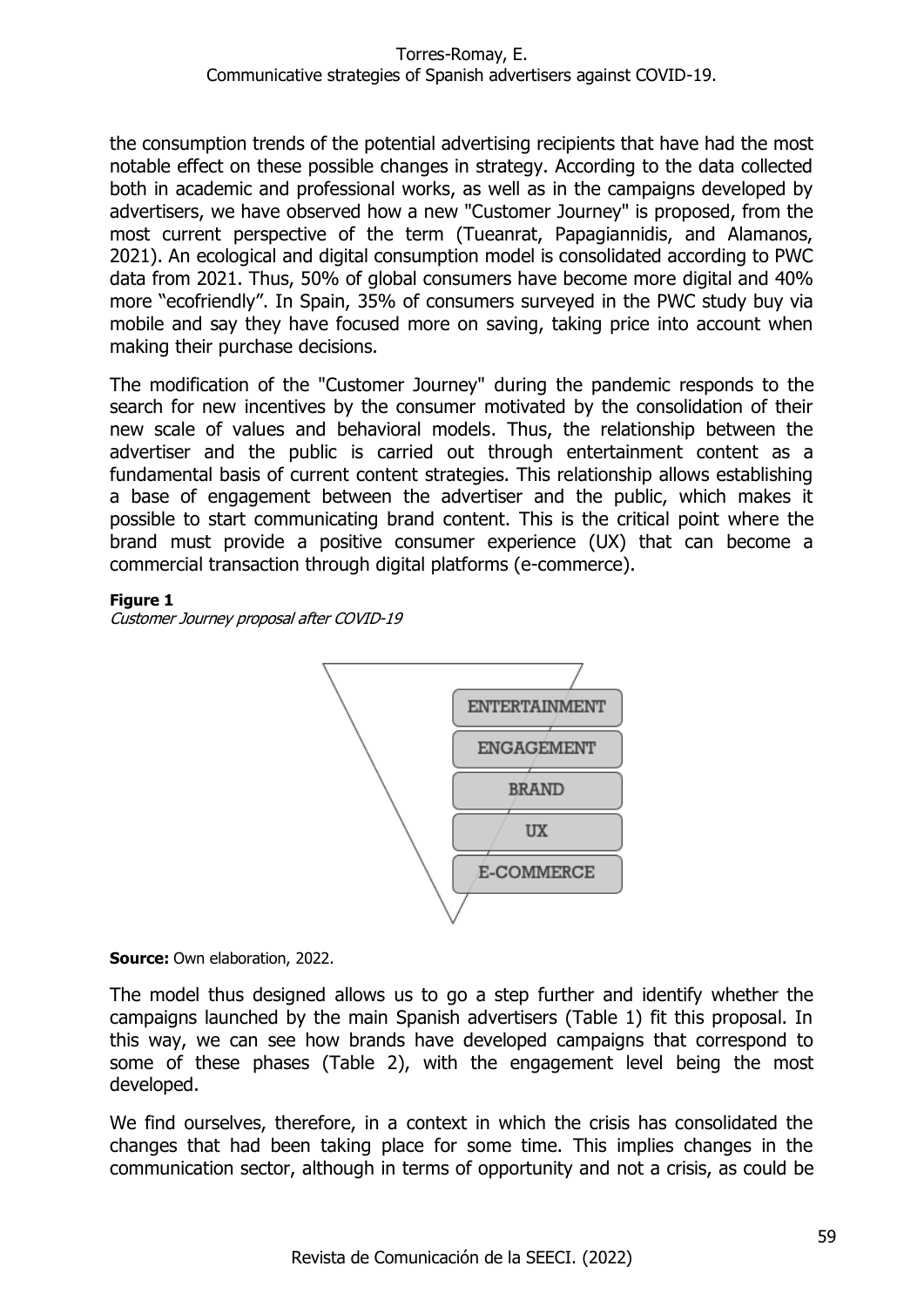the consumption trends of the potential advertising recipients that have had the most notable effect on these possible changes in strategy. According to the data collected both in academic and professional works, as well as in the campaigns developed by advertisers, we have observed how a new "Customer Journey" is proposed, from the most current perspective of the term (Tueanrat, Papagiannidis, and Alamanos, 2021). An ecological and digital consumption model is consolidated according to PWC data from 2021. Thus, 50% of global consumers have become more digital and 40% more "ecofriendly". In Spain, 35% of consumers surveyed in the PWC study buy via mobile and say they have focused more on saving, taking price into account when making their purchase decisions.

The modification of the "Customer Journey" during the pandemic responds to the search for new incentives by the consumer motivated by the consolidation of their new scale of values and behavioral models. Thus, the relationship between the advertiser and the public is carried out through entertainment content as a fundamental basis of current content strategies. This relationship allows establishing a base of engagement between the advertiser and the public, which makes it possible to start communicating brand content. This is the critical point where the brand must provide a positive consumer experience (UX) that can become a commercial transaction through digital platforms (e-commerce).

**Figure 1**
*Customer Journey proposal after COVID-19*

ENTERTAINMENT
ENGAGEMENT
BRAND
UX
E-COMMERCE

**Source:** Own elaboration, 2022.

The model thus designed allows us to go a step further and identify whether the campaigns launched by the main Spanish advertisers (Table 1) fit this proposal. In this way, we can see how brands have developed campaigns that correspond to some of these phases (Table 2), with the engagement level being the most developed.

We find ourselves, therefore, in a context in which the crisis has consolidated the changes that had been taking place for some time. This implies changes in the communication sector, although in terms of opportunity and not a crisis, as could be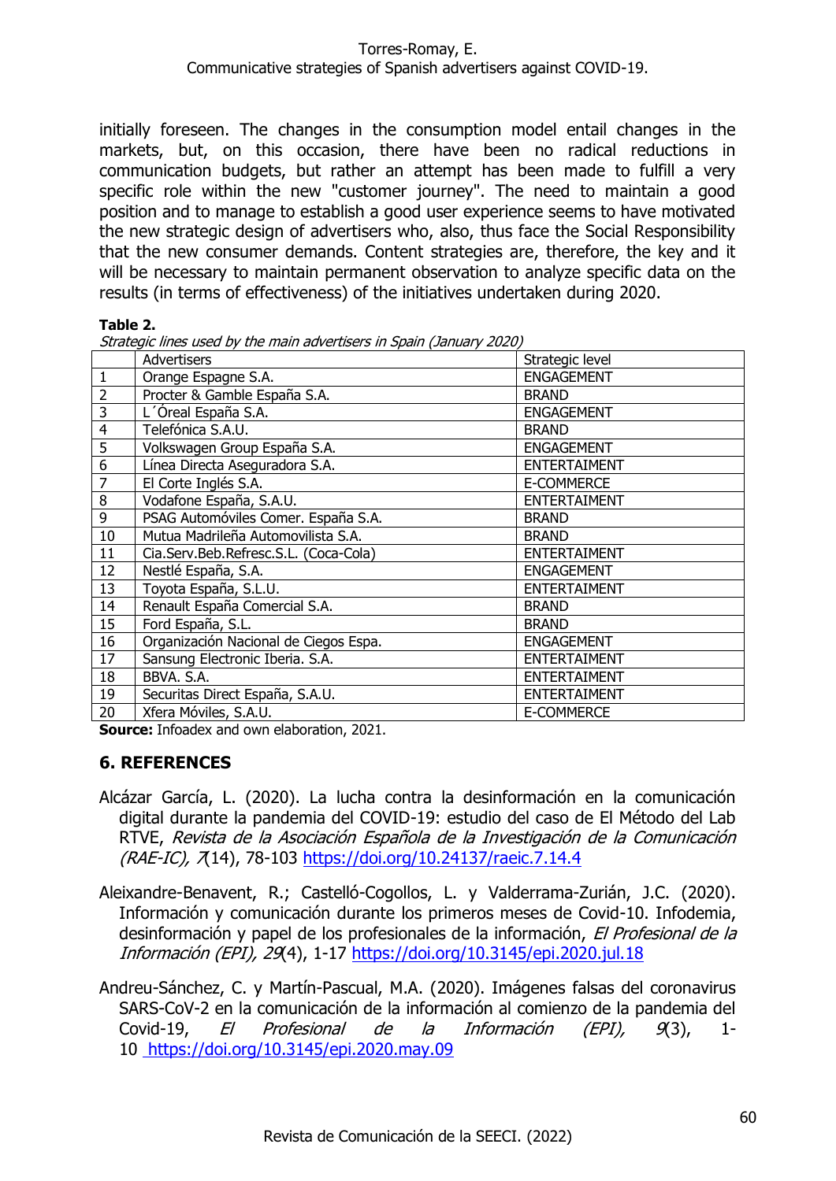initially foreseen. The changes in the consumption model entail changes in the markets, but, on this occasion, there have been no radical reductions in communication budgets, but rather an attempt has been made to fulfill a very specific role within the new "customer journey". The need to maintain a good position and to manage to establish a good user experience seems to have motivated the new strategic design of advertisers who, also, thus face the Social Responsibility that the new consumer demands. Content strategies are, therefore, the key and it will be necessary to maintain permanent observation to analyze specific data on the results (in terms of effectiveness) of the initiatives undertaken during 2020.

**Table 2.**
*Strategic lines used by the main advertisers in Spain (January 2020)*

| | Advertisers | Strategic level |
|---|---|---|
| 1 | Orange Espagne S.A. | ENGAGEMENT |
| 2 | Procter & Gamble España S.A. | BRAND |
| 3 | L´Óreal España S.A. | ENGAGEMENT |
| 4 | Telefónica S.A.U. | BRAND |
| 5 | Volkswagen Group España S.A. | ENGAGEMENT |
| 6 | Línea Directa Aseguradora S.A. | ENTERTAIMENT |
| 7 | El Corte Inglés S.A. | E-COMMERCE |
| 8 | Vodafone España, S.A.U. | ENTERTAIMENT |
| 9 | PSAG Automóviles Comer. España S.A. | BRAND |
| 10 | Mutua Madrileña Automovilista S.A. | BRAND |
| 11 | Cia.Serv.Beb.Refresc.S.L. (Coca-Cola) | ENTERTAIMENT |
| 12 | Nestlé España, S.A. | ENGAGEMENT |
| 13 | Toyota España, S.L.U. | ENTERTAIMENT |
| 14 | Renault España Comercial S.A. | BRAND |
| 15 | Ford España, S.L. | BRAND |
| 16 | Organización Nacional de Ciegos Espa. | ENGAGEMENT |
| 17 | Sansung Electronic Iberia. S.A. | ENTERTAIMENT |
| 18 | BBVA. S.A. | ENTERTAIMENT |
| 19 | Securitas Direct España, S.A.U. | ENTERTAIMENT |
| 20 | Xfera Móviles, S.A.U. | E-COMMERCE |

**Source:** Infoadex and own elaboration, 2021.

## 6. REFERENCES

Alcázar García, L. (2020). La lucha contra la desinformación en la comunicación digital durante la pandemia del COVID-19: estudio del caso de El Método del Lab RTVE, *Revista de la Asociación Española de la Investigación de la Comunicación (RAE-IC), 7*(14), 78-103 https://doi.org/10.24137/raeic.7.14.4

Aleixandre-Benavent, R.; Castelló-Cogollos, L. y Valderrama-Zurián, J.C. (2020). Información y comunicación durante los primeros meses de Covid-10. Infodemia, desinformación y papel de los profesionales de la información, *El Profesional de la Información (EPI), 29*(4), 1-17 https://doi.org/10.3145/epi.2020.jul.18

Andreu-Sánchez, C. y Martín-Pascual, M.A. (2020). Imágenes falsas del coronavirus SARS-CoV-2 en la comunicación de la información al comienzo de la pandemia del Covid-19, *El Profesional de la Información (EPI), 9*(3), 1-10 https://doi.org/10.3145/epi.2020.may.09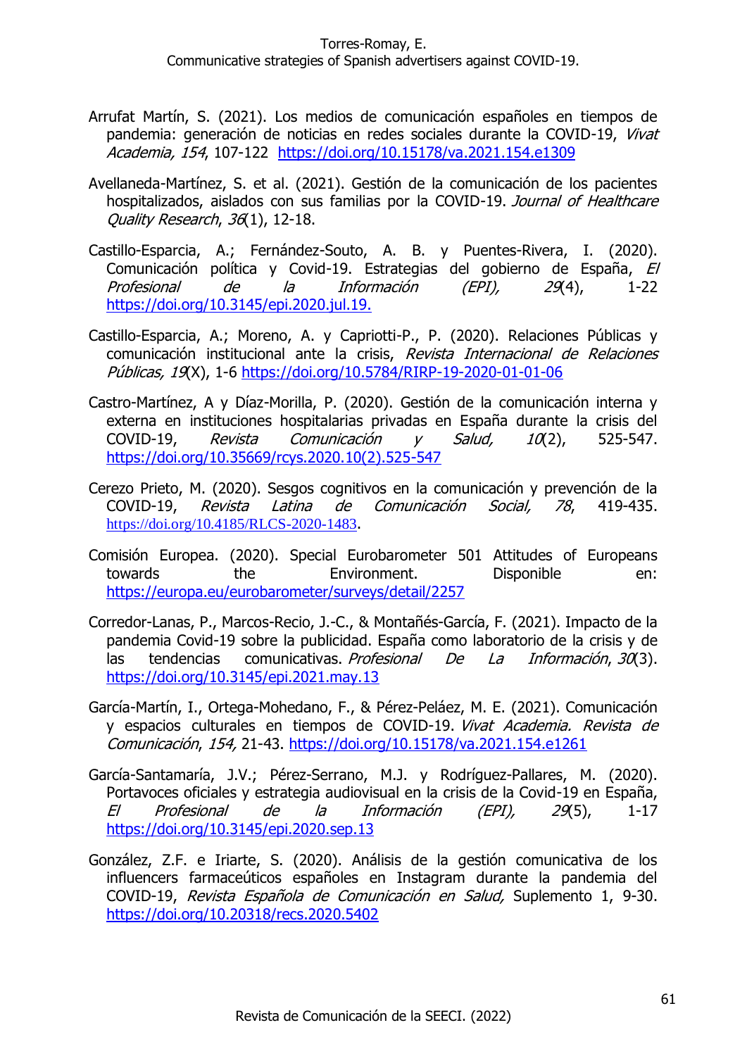Arrufat Martín, S. (2021). Los medios de comunicación españoles en tiempos de pandemia: generación de noticias en redes sociales durante la COVID-19, *Vivat Academia, 154*, 107-122 https://doi.org/10.15178/va.2021.154.e1309

Avellaneda-Martínez, S. et al. (2021). Gestión de la comunicación de los pacientes hospitalizados, aislados con sus familias por la COVID-19. *Journal of Healthcare Quality Research*, *36*(1), 12-18.

Castillo-Esparcia, A.; Fernández-Souto, A. B. y Puentes-Rivera, I. (2020). Comunicación política y Covid-19. Estrategias del gobierno de España, *El Profesional de la Información (EPI), 29*(4), 1-22 https://doi.org/10.3145/epi.2020.jul.19.

Castillo-Esparcia, A.; Moreno, A. y Capriotti-P., P. (2020). Relaciones Públicas y comunicación institucional ante la crisis, *Revista Internacional de Relaciones Públicas, 19*(X), 1-6 https://doi.org/10.5784/RIRP-19-2020-01-01-06

Castro-Martínez, A y Díaz-Morilla, P. (2020). Gestión de la comunicación interna y externa en instituciones hospitalarias privadas en España durante la crisis del COVID-19, *Revista Comunicación y Salud, 10*(2), 525-547. https://doi.org/10.35669/rcys.2020.10(2).525-547

Cerezo Prieto, M. (2020). Sesgos cognitivos en la comunicación y prevención de la COVID-19, *Revista Latina de Comunicación Social, 78*, 419-435. https://doi.org/10.4185/RLCS-2020-1483.

Comisión Europea. (2020). Special Eurobarometer 501 Attitudes of Europeans towards the Environment. Disponible en: https://europa.eu/eurobarometer/surveys/detail/2257

Corredor-Lanas, P., Marcos-Recio, J.-C., & Montañés-García, F. (2021). Impacto de la pandemia Covid-19 sobre la publicidad. España como laboratorio de la crisis y de las tendencias comunicativas. *Profesional De La Información*, *30*(3). https://doi.org/10.3145/epi.2021.may.13

García-Martín, I., Ortega-Mohedano, F., & Pérez-Peláez, M. E. (2021). Comunicación y espacios culturales en tiempos de COVID-19. *Vivat Academia. Revista de Comunicación*, *154,* 21-43. https://doi.org/10.15178/va.2021.154.e1261

García-Santamaría, J.V.; Pérez-Serrano, M.J. y Rodríguez-Pallares, M. (2020). Portavoces oficiales y estrategia audiovisual en la crisis de la Covid-19 en España, *El Profesional de la Información (EPI), 29*(5), 1-17 https://doi.org/10.3145/epi.2020.sep.13

González, Z.F. e Iriarte, S. (2020). Análisis de la gestión comunicativa de los influencers farmacéuticos españoles en Instagram durante la pandemia del COVID-19, *Revista Española de Comunicación en Salud,* Suplemento 1, 9-30. https://doi.org/10.20318/recs.2020.5402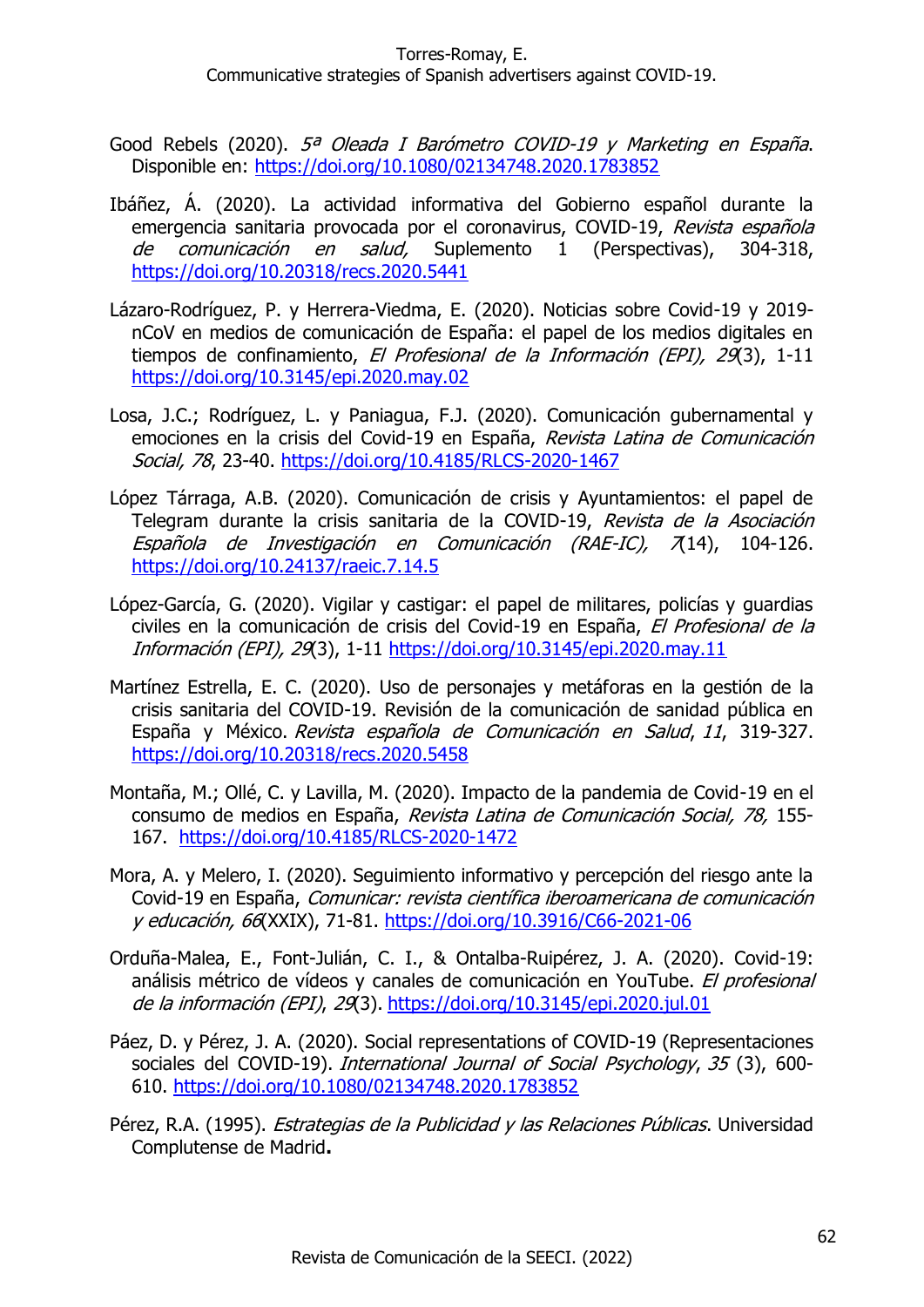Good Rebels (2020). *5ª Oleada I Barómetro COVID-19 y Marketing en España*. Disponible en: https://doi.org/10.1080/02134748.2020.1783852

Ibáñez, Á. (2020). La actividad informativa del Gobierno español durante la emergencia sanitaria provocada por el coronavirus, COVID-19, *Revista española de comunicación en salud,* Suplemento 1 (Perspectivas), 304-318, https://doi.org/10.20318/recs.2020.5441

Lázaro-Rodríguez, P. y Herrera-Viedma, E. (2020). Noticias sobre Covid-19 y 2019-nCoV en medios de comunicación de España: el papel de los medios digitales en tiempos de confinamiento, *El Profesional de la Información (EPI), 29*(3), 1-11 https://doi.org/10.3145/epi.2020.may.02

Losa, J.C.; Rodríguez, L. y Paniagua, F.J. (2020). Comunicación gubernamental y emociones en la crisis del Covid-19 en España, *Revista Latina de Comunicación Social, 78*, 23-40. https://doi.org/10.4185/RLCS-2020-1467

López Tárraga, A.B. (2020). Comunicación de crisis y Ayuntamientos: el papel de Telegram durante la crisis sanitaria de la COVID-19, *Revista de la Asociación Española de Investigación en Comunicación (RAE-IC), 7*(14), 104-126. https://doi.org/10.24137/raeic.7.14.5

López-García, G. (2020). Vigilar y castigar: el papel de militares, policías y guardias civiles en la comunicación de crisis del Covid-19 en España, *El Profesional de la Información (EPI), 29*(3), 1-11 https://doi.org/10.3145/epi.2020.may.11

Martínez Estrella, E. C. (2020). Uso de personajes y metáforas en la gestión de la crisis sanitaria del COVID-19. Revisión de la comunicación de sanidad pública en España y México. *Revista española de Comunicación en Salud*, *11*, 319-327. https://doi.org/10.20318/recs.2020.5458

Montaña, M.; Ollé, C. y Lavilla, M. (2020). Impacto de la pandemia de Covid-19 en el consumo de medios en España, *Revista Latina de Comunicación Social, 78,* 155-167. https://doi.org/10.4185/RLCS-2020-1472

Mora, A. y Melero, I. (2020). Seguimiento informativo y percepción del riesgo ante la Covid-19 en España, *Comunicar: revista científica iberoamericana de comunicación y educación, 66*(XXIX), 71-81. https://doi.org/10.3916/C66-2021-06

Orduña-Malea, E., Font-Julián, C. I., & Ontalba-Ruipérez, J. A. (2020). Covid-19: análisis métrico de vídeos y canales de comunicación en YouTube. *El profesional de la información (EPI)*, *29*(3). https://doi.org/10.3145/epi.2020.jul.01

Páez, D. y Pérez, J. A. (2020). Social representations of COVID-19 (Representaciones sociales del COVID-19). *International Journal of Social Psychology*, *35* (3), 600-610. https://doi.org/10.1080/02134748.2020.1783852

Pérez, R.A. (1995). *Estrategias de la Publicidad y las Relaciones Públicas*. Universidad Complutense de Madrid**.**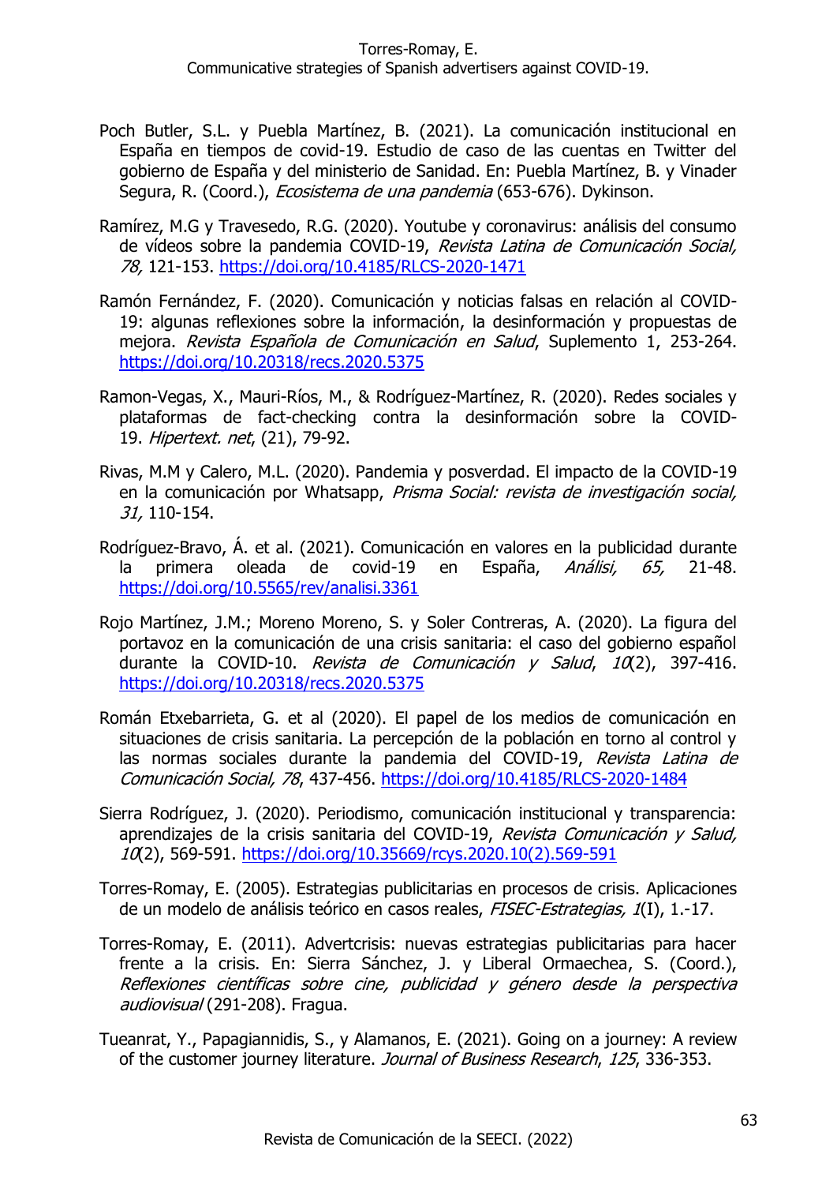Poch Butler, S.L. y Puebla Martínez, B. (2021). La comunicación institucional en España en tiempos de covid-19. Estudio de caso de las cuentas en Twitter del gobierno de España y del ministerio de Sanidad. En: Puebla Martínez, B. y Vinader Segura, R. (Coord.), *Ecosistema de una pandemia* (653-676). Dykinson.

Ramírez, M.G y Travesedo, R.G. (2020). Youtube y coronavirus: análisis del consumo de vídeos sobre la pandemia COVID-19, *Revista Latina de Comunicación Social, 78,* 121-153. https://doi.org/10.4185/RLCS-2020-1471

Ramón Fernández, F. (2020). Comunicación y noticias falsas en relación al COVID-19: algunas reflexiones sobre la información, la desinformación y propuestas de mejora. *Revista Española de Comunicación en Salud*, Suplemento 1, 253-264. https://doi.org/10.20318/recs.2020.5375

Ramon-Vegas, X., Mauri-Ríos, M., & Rodríguez-Martínez, R. (2020). Redes sociales y plataformas de fact-checking contra la desinformación sobre la COVID-19. *Hipertext. net*, (21), 79-92.

Rivas, M.M y Calero, M.L. (2020). Pandemia y posverdad. El impacto de la COVID-19 en la comunicación por Whatsapp, *Prisma Social: revista de investigación social, 31,* 110-154.

Rodríguez-Bravo, Á. et al. (2021). Comunicación en valores en la publicidad durante la primera oleada de covid-19 en España, *Anàlisi, 65,* 21-48. https://doi.org/10.5565/rev/analisi.3361

Rojo Martínez, J.M.; Moreno Moreno, S. y Soler Contreras, A. (2020). La figura del portavoz en la comunicación de una crisis sanitaria: el caso del gobierno español durante la COVID-10. *Revista de Comunicación y Salud*, *10*(2), 397-416. https://doi.org/10.20318/recs.2020.5375

Román Etxebarrieta, G. et al (2020). El papel de los medios de comunicación en situaciones de crisis sanitaria. La percepción de la población en torno al control y las normas sociales durante la pandemia del COVID-19, *Revista Latina de Comunicación Social, 78*, 437-456. https://doi.org/10.4185/RLCS-2020-1484

Sierra Rodríguez, J. (2020). Periodismo, comunicación institucional y transparencia: aprendizajes de la crisis sanitaria del COVID-19, *Revista Comunicación y Salud, 10*(2), 569-591. https://doi.org/10.35669/rcys.2020.10(2).569-591

Torres-Romay, E. (2005). Estrategias publicitarias en procesos de crisis. Aplicaciones de un modelo de análisis teórico en casos reales, *FISEC-Estrategias, 1*(I), 1.-17.

Torres-Romay, E. (2011). Advertcrisis: nuevas estrategias publicitarias para hacer frente a la crisis. En: Sierra Sánchez, J. y Liberal Ormaechea, S. (Coord.), *Reflexiones científicas sobre cine, publicidad y género desde la perspectiva audiovisual* (291-208). Fragua.

Tueanrat, Y., Papagiannidis, S., y Alamanos, E. (2021). Going on a journey: A review of the customer journey literature. *Journal of Business Research*, *125*, 336-353.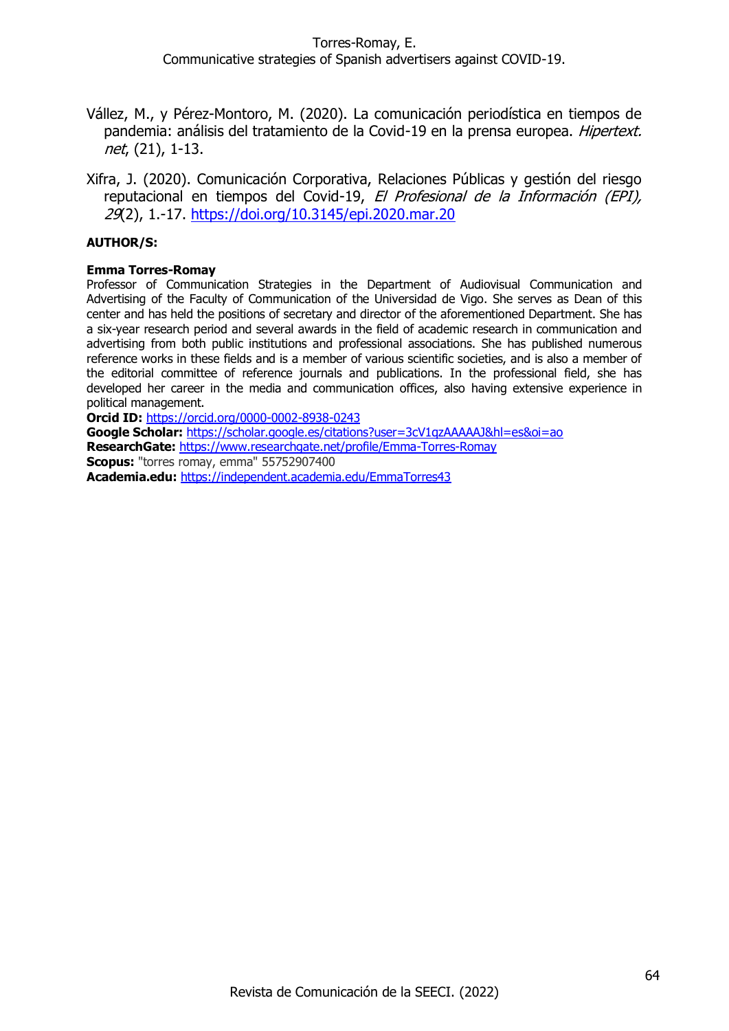Vállez, M., y Pérez-Montoro, M. (2020). La comunicación periodística en tiempos de pandemia: análisis del tratamiento de la Covid-19 en la prensa europea. *Hipertext.net*, (21), 1-13.

Xifra, J. (2020). Comunicación Corporativa, Relaciones Públicas y gestión del riesgo reputacional en tiempos del Covid-19, *El Profesional de la Información (EPI), 29*(2), 1.-17. https://doi.org/10.3145/epi.2020.mar.20

**AUTHOR/S:**

**Emma Torres-Romay**

Professor of Communication Strategies in the Department of Audiovisual Communication and Advertising of the Faculty of Communication of the Universidad de Vigo. She serves as Dean of this center and has held the positions of secretary and director of the aforementioned Department. She has a six-year research period and several awards in the field of academic research in communication and advertising from both public institutions and professional associations. She has published numerous reference works in these fields and is a member of various scientific societies, and is also a member of the editorial committee of reference journals and publications. In the professional field, she has developed her career in the media and communication offices, also having extensive experience in political management.

**Orcid ID:** https://orcid.org/0000-0002-8938-0243

**Google Scholar:** https://scholar.google.es/citations?user=3cV1qzAAAAAJ&hl=es&oi=ao

**ResearchGate:** https://www.researchgate.net/profile/Emma-Torres-Romay

**Scopus:** "torres romay, emma" 55752907400

**Academia.edu:** https://independent.academia.edu/EmmaTorres43